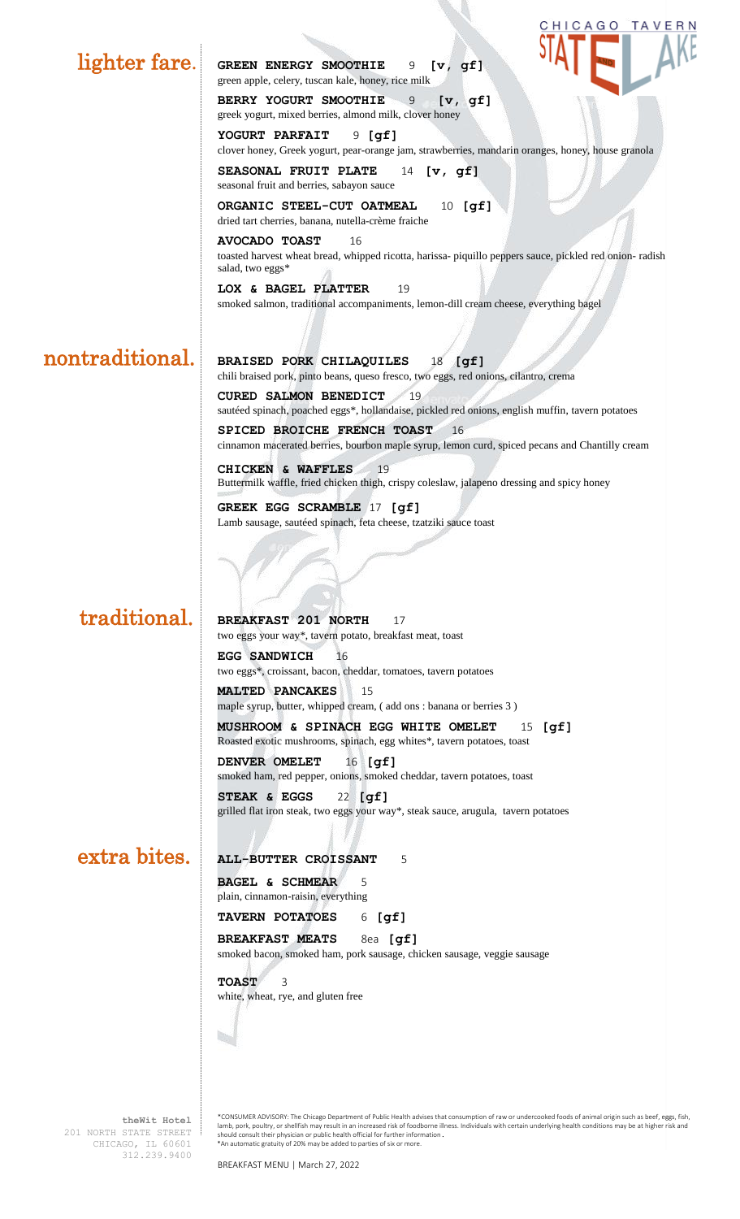CHICAGO TAVERN

STATE LAKE

## lighter fare.

**GREEN ENERGY SMOOTHIE** 9 **[v, gf]**
green apple, celery, tuscan kale, honey, rice milk

**BERRY YOGURT SMOOTHIE** 9 **[v, gf]**
greek yogurt, mixed berries, almond milk, clover honey

**YOGURT PARFAIT** 9 **[gf]**
clover honey, Greek yogurt, pear-orange jam, strawberries, mandarin oranges, honey, house granola

**SEASONAL FRUIT PLATE** 14 **[v, gf]**
seasonal fruit and berries, sabayon sauce

**ORGANIC STEEL-CUT OATMEAL** 10 **[gf]**
dried tart cherries, banana, nutella-crème fraiche

**AVOCADO TOAST** 16
toasted harvest wheat bread, whipped ricotta, harissa- piquillo peppers sauce, pickled red onion- radish salad, two eggs*

**LOX & BAGEL PLATTER** 19
smoked salmon, traditional accompaniments, lemon-dill cream cheese, everything bagel

## nontraditional.

**BRAISED PORK CHILAQUILES** 18 **[gf]**
chili braised pork, pinto beans, queso fresco, two eggs, red onions, cilantro, crema

**CURED SALMON BENEDICT** 19
sautéed spinach, poached eggs*, hollandaise, pickled red onions, english muffin, tavern potatoes

**SPICED BROICHE FRENCH TOAST** 16
cinnamon macerated berries, bourbon maple syrup, lemon curd, spiced pecans and Chantilly cream

**CHICKEN & WAFFLES** 19
Buttermilk waffle, fried chicken thigh, crispy coleslaw, jalapeno dressing and spicy honey

**GREEK EGG SCRAMBLE** 17 **[gf]**
Lamb sausage, sautéed spinach, feta cheese, tzatziki sauce toast

## traditional.

**BREAKFAST 201 NORTH** 17
two eggs your way*, tavern potato, breakfast meat, toast

**EGG SANDWICH** 16
two eggs*, croissant, bacon, cheddar, tomatoes, tavern potatoes

**MALTED PANCAKES** 15
maple syrup, butter, whipped cream, ( add ons : banana or berries 3 )

**MUSHROOM & SPINACH EGG WHITE OMELET** 15 **[gf]**
Roasted exotic mushrooms, spinach, egg whites*, tavern potatoes, toast

**DENVER OMELET** 16 **[gf]**
smoked ham, red pepper, onions, smoked cheddar, tavern potatoes, toast

**STEAK & EGGS** 22 **[gf]**
grilled flat iron steak, two eggs your way*, steak sauce, arugula, tavern potatoes

## extra bites.

**ALL-BUTTER CROISSANT** 5

**BAGEL & SCHMEAR** 5
plain, cinnamon-raisin, everything

**TAVERN POTATOES** 6 **[gf]**

**BREAKFAST MEATS** 8ea **[gf]**
smoked bacon, smoked ham, pork sausage, chicken sausage, veggie sausage

**TOAST** 3
white, wheat, rye, and gluten free

**theWit Hotel**
201 NORTH STATE STREET
CHICAGO, IL 60601
312.239.9400

*CONSUMER ADVISORY: The Chicago Department of Public Health advises that consumption of raw or undercooked foods of animal origin such as beef, eggs, fish, lamb, pork, poultry, or shellfish may result in an increased risk of foodborne illness. Individuals with certain underlying health conditions may be at higher risk and should consult their physician or public health official for further information.
*An automatic gratuity of 20% may be added to parties of six or more.

BREAKFAST MENU | March 27, 2022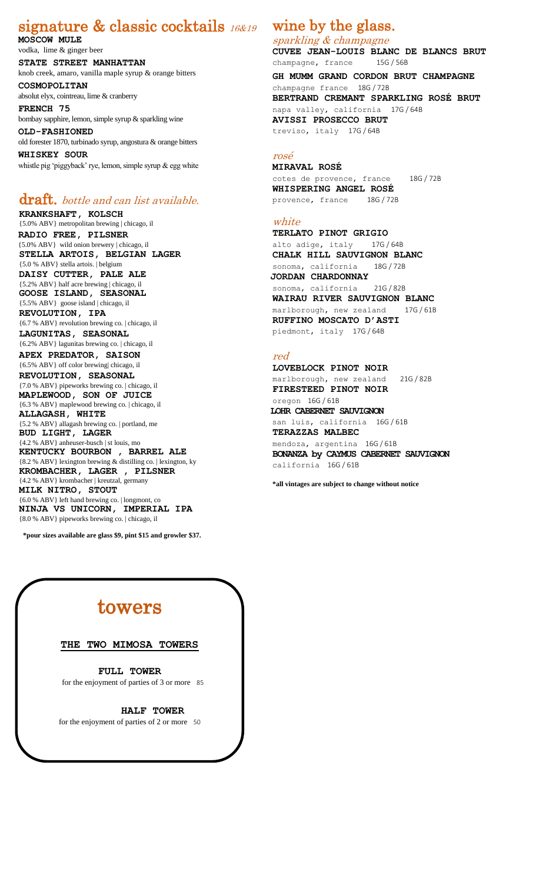## signature & classic cocktails *16&19*

**MOSCOW MULE**
vodka, lime & ginger beer

**STATE STREET MANHATTAN**
knob creek, amaro, vanilla maple syrup & orange bitters

**COSMOPOLITAN**
absolut elyx, cointreau, lime & cranberry

**FRENCH 75**
bombay sapphire, lemon, simple syrup & sparkling wine

**OLD-FASHIONED**
old forester 1870, turbinado syrup, angostura & orange bitters

**WHISKEY SOUR**
whistle pig 'piggyback' rye, lemon, simple syrup & egg white

## draft. *bottle and can list available.*

**KRANKSHAFT, KOLSCH**
{5.0% ABV} metropolitan brewing | chicago, il

**RADIO FREE, PILSNER**
{5.0% ABV} wild onion brewery | chicago, il

**STELLA ARTOIS, BELGIAN LAGER**
{5.0 % ABV} stella artois. | belgium

**DAISY CUTTER, PALE ALE**
{5.2% ABV} half acre brewing | chicago, il

**GOOSE ISLAND, SEASONAL**
{5.5% ABV} goose island | chicago, il

**REVOLUTION, IPA**
{6.7 % ABV} revolution brewing co. | chicago, il

**LAGUNITAS, SEASONAL**
{6.2% ABV} lagunitas brewing co. | chicago, il

**APEX PREDATOR, SAISON**
{6.5% ABV} off color brewing| chicago, il

**REVOLUTION, SEASONAL**
{7.0 % ABV} pipeworks brewing co. | chicago, il

**MAPLEWOOD, SON OF JUICE**
{6.3 % ABV} maplewood brewing co. | chicago, il

**ALLAGASH, WHITE**
{5.2 % ABV} allagash brewing co. | portland, me

**BUD LIGHT, LAGER**
{4.2 % ABV} anheuser-busch | st louis, mo

**KENTUCKY BOURBON , BARREL ALE**
{8.2 % ABV} lexington brewing & distilling co. | lexington, ky

**KROMBACHER, LAGER , PILSNER**
{4.2 % ABV} krombacher | kreutzal, germany

**MILK NITRO, STOUT**
{6.0 % ABV} left hand brewing co. | longmont, co

**NINJA VS UNICORN, IMPERIAL IPA**
{8.0 % ABV} pipeworks brewing co. | chicago, il

**\*pour sizes available are glass $9, pint $15 and growler $37.**

## towers

**THE TWO MIMOSA TOWERS**

**FULL TOWER**
for the enjoyment of parties of 3 or more 85

**HALF TOWER**
for the enjoyment of parties of 2 or more 50

## wine by the glass.

### *sparkling & champagne*

**CUVEE JEAN-LOUIS BLANC DE BLANCS BRUT**
champagne, france 15G / 56B

**GH MUMM GRAND CORDON BRUT CHAMPAGNE**
champagne france 18G / 72B

**BERTRAND CREMANT SPARKLING ROSÉ BRUT**
napa valley, california 17G / 64B

**AVISSI PROSECCO BRUT**
treviso, italy 17G / 64B

### *rosé*

**MIRAVAL ROSÉ**
cotes de provence, france 18G / 72B

**WHISPERING ANGEL ROSÉ**
provence, france 18G / 72B

### *white*

**TERLATO PINOT GRIGIO**
alto adige, italy 17G / 64B

**CHALK HILL SAUVIGNON BLANC**
sonoma, california 18G / 72B

**JORDAN CHARDONNAY**
sonoma, california 21G / 82B

**WAIRAU RIVER SAUVIGNON BLANC**
marlborough, new zealand 17G / 61B

**RUFFINO MOSCATO D'ASTI**
piedmont, italy 17G / 64B

### *red*

**LOVEBLOCK PINOT NOIR**
marlborough, new zealand 21G / 82B

**FIRESTEED PINOT NOIR**
oregon 16G / 61B

**LOHR CABERNET SAUVIGNON**
san luis, california 16G / 61B

**TERAZZAS MALBEC**
mendoza, argentina 16G / 61B

**BONANZA by CAYMUS CABERNET SAUVIGNON**
california 16G / 61B

**\*all vintages are subject to change without notice**